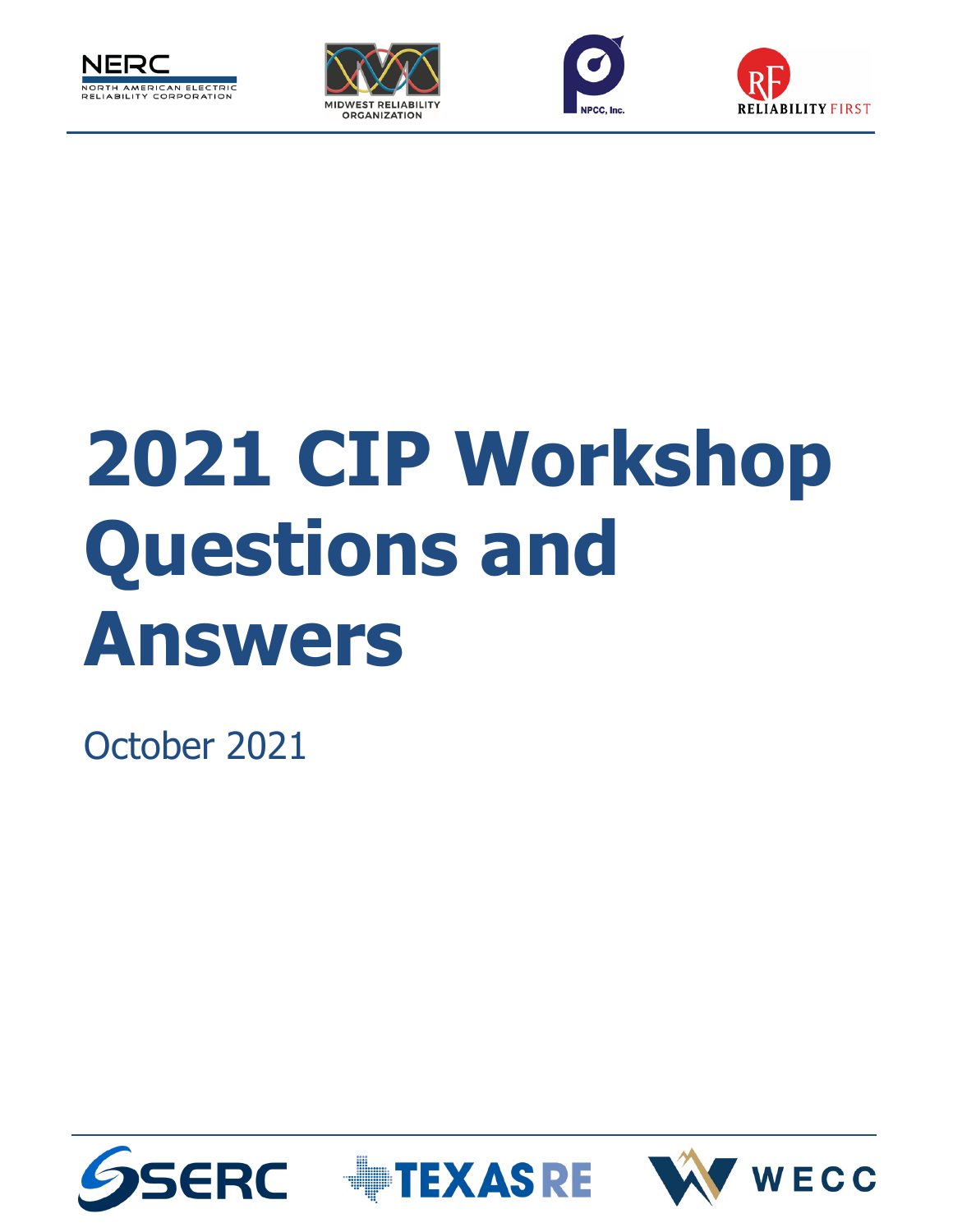# 2021 CIP Workshop Questions and Answers

October 2021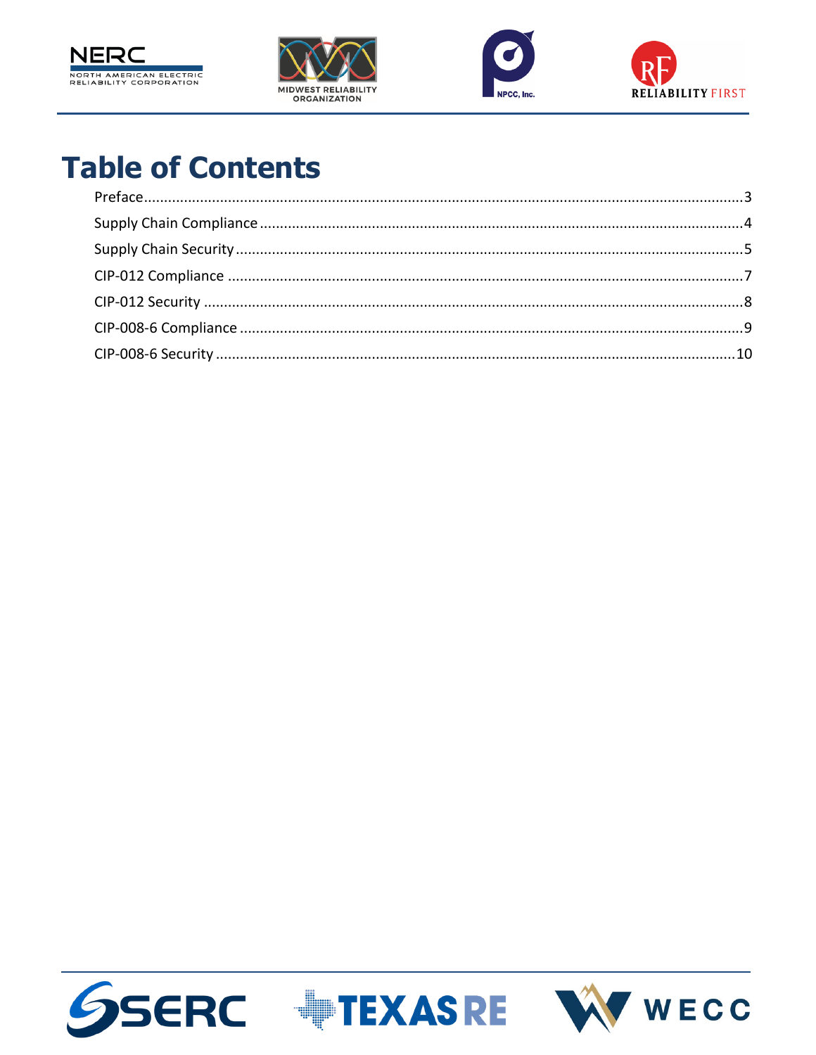# Table of Contents

Preface .......... 3

Supply Chain Compliance .......... 4

Supply Chain Security .......... 5

CIP-012 Compliance .......... 7

CIP-012 Security .......... 8

CIP-008-6 Compliance .......... 9

CIP-008-6 Security .......... 10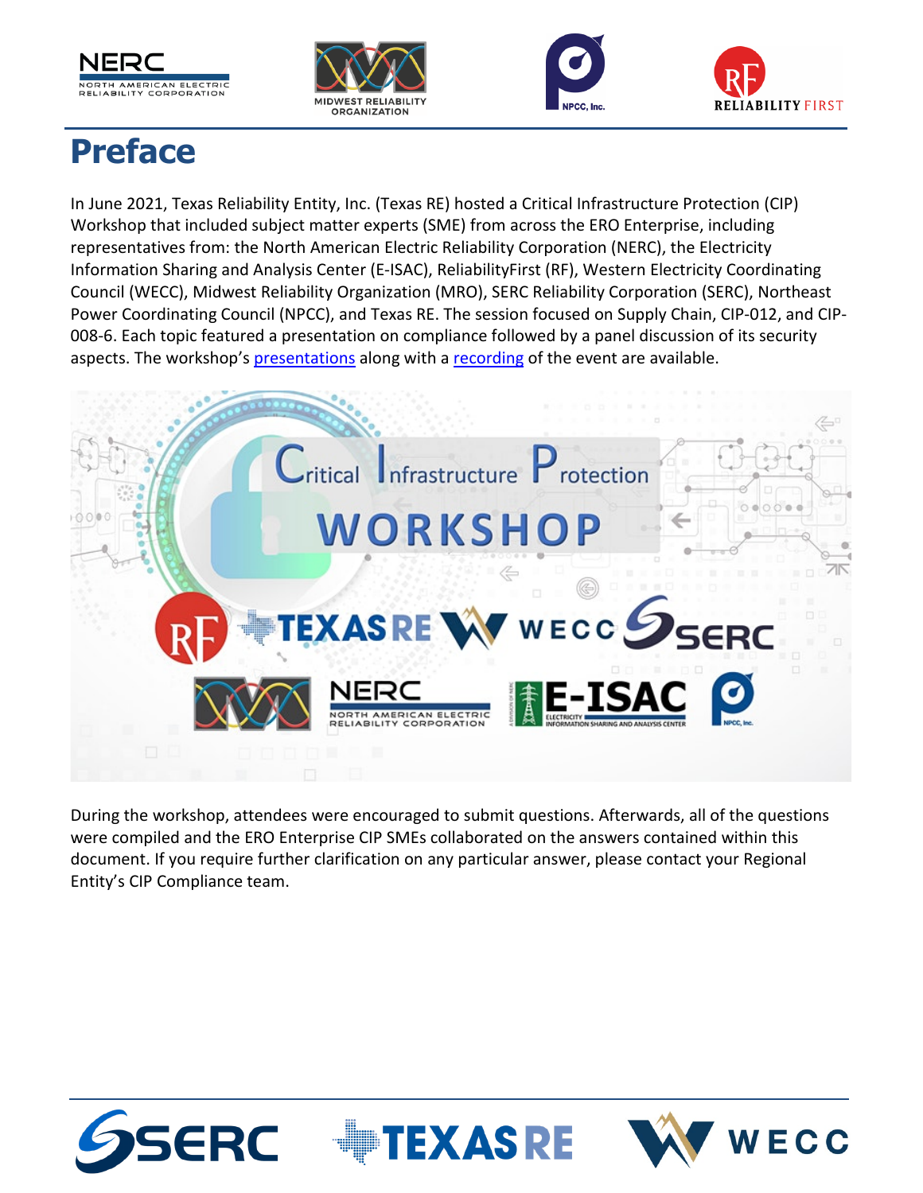# Preface

In June 2021, Texas Reliability Entity, Inc. (Texas RE) hosted a Critical Infrastructure Protection (CIP) Workshop that included subject matter experts (SME) from across the ERO Enterprise, including representatives from: the North American Electric Reliability Corporation (NERC), the Electricity Information Sharing and Analysis Center (E-ISAC), ReliabilityFirst (RF), Western Electricity Coordinating Council (WECC), Midwest Reliability Organization (MRO), SERC Reliability Corporation (SERC), Northeast Power Coordinating Council (NPCC), and Texas RE. The session focused on Supply Chain, CIP-012, and CIP-008-6. Each topic featured a presentation on compliance followed by a panel discussion of its security aspects. The workshop's presentations along with a recording of the event are available.

During the workshop, attendees were encouraged to submit questions. Afterwards, all of the questions were compiled and the ERO Enterprise CIP SMEs collaborated on the answers contained within this document. If you require further clarification on any particular answer, please contact your Regional Entity's CIP Compliance team.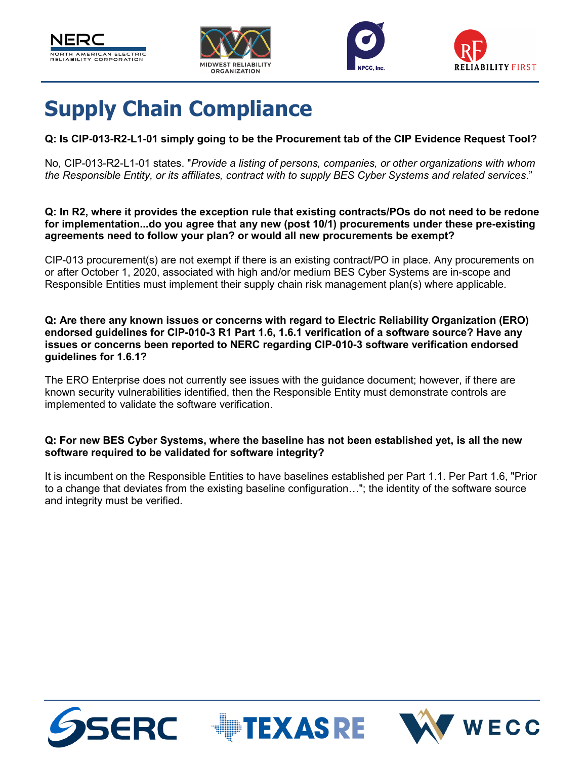# Supply Chain Compliance

**Q: Is CIP-013-R2-L1-01 simply going to be the Procurement tab of the CIP Evidence Request Tool?**

No, CIP-013-R2-L1-01 states. "*Provide a listing of persons, companies, or other organizations with whom the Responsible Entity, or its affiliates, contract with to supply BES Cyber Systems and related services*."

**Q: In R2, where it provides the exception rule that existing contracts/POs do not need to be redone for implementation...do you agree that any new (post 10/1) procurements under these pre-existing agreements need to follow your plan? or would all new procurements be exempt?**

CIP-013 procurement(s) are not exempt if there is an existing contract/PO in place. Any procurements on or after October 1, 2020, associated with high and/or medium BES Cyber Systems are in-scope and Responsible Entities must implement their supply chain risk management plan(s) where applicable.

**Q: Are there any known issues or concerns with regard to Electric Reliability Organization (ERO) endorsed guidelines for CIP-010-3 R1 Part 1.6, 1.6.1 verification of a software source? Have any issues or concerns been reported to NERC regarding CIP-010-3 software verification endorsed guidelines for 1.6.1?**

The ERO Enterprise does not currently see issues with the guidance document; however, if there are known security vulnerabilities identified, then the Responsible Entity must demonstrate controls are implemented to validate the software verification.

**Q: For new BES Cyber Systems, where the baseline has not been established yet, is all the new software required to be validated for software integrity?**

It is incumbent on the Responsible Entities to have baselines established per Part 1.1. Per Part 1.6, "Prior to a change that deviates from the existing baseline configuration…"; the identity of the software source and integrity must be verified.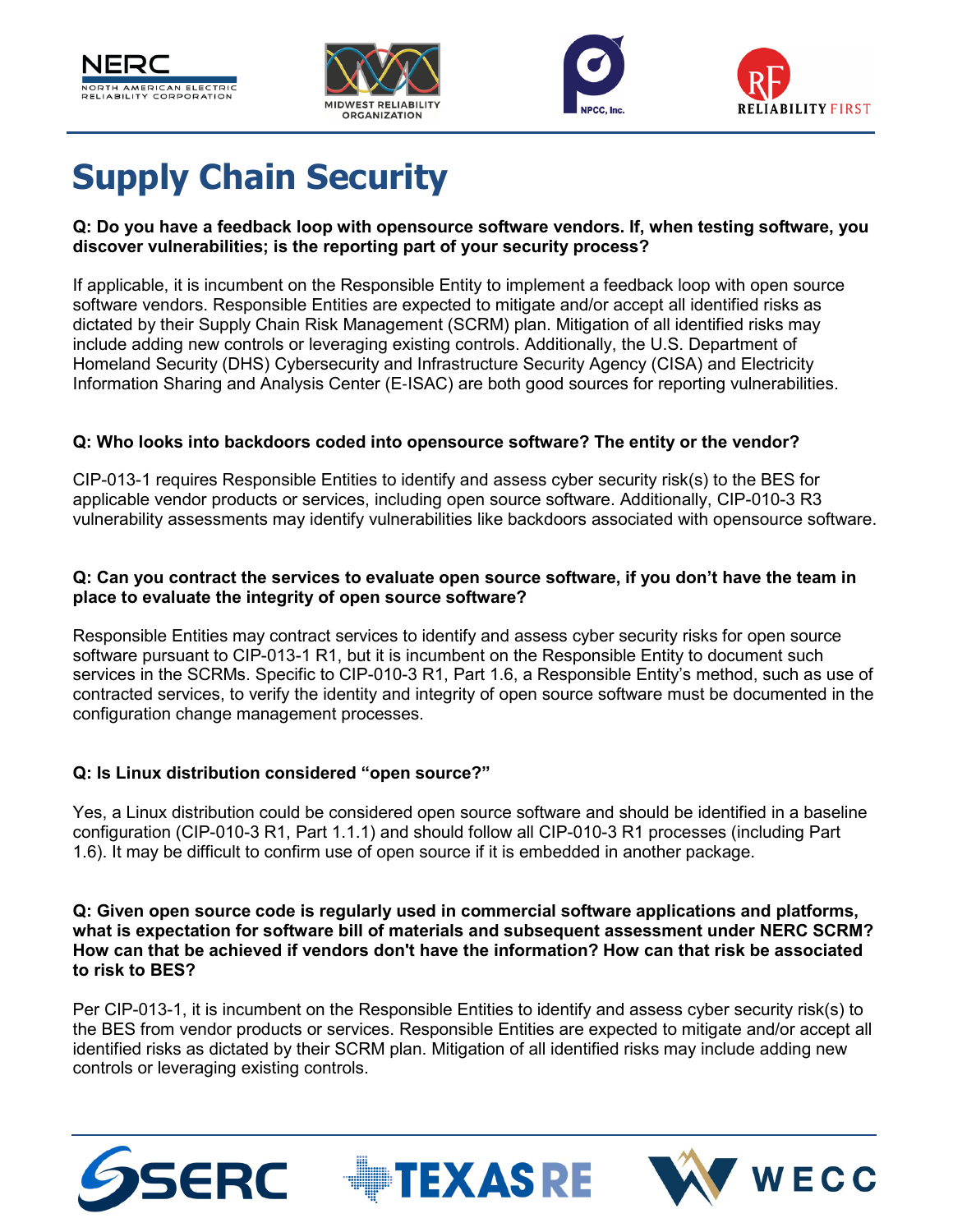# Supply Chain Security

**Q: Do you have a feedback loop with opensource software vendors. If, when testing software, you discover vulnerabilities; is the reporting part of your security process?**

If applicable, it is incumbent on the Responsible Entity to implement a feedback loop with open source software vendors. Responsible Entities are expected to mitigate and/or accept all identified risks as dictated by their Supply Chain Risk Management (SCRM) plan. Mitigation of all identified risks may include adding new controls or leveraging existing controls. Additionally, the U.S. Department of Homeland Security (DHS) Cybersecurity and Infrastructure Security Agency (CISA) and Electricity Information Sharing and Analysis Center (E-ISAC) are both good sources for reporting vulnerabilities.

**Q: Who looks into backdoors coded into opensource software? The entity or the vendor?**

CIP-013-1 requires Responsible Entities to identify and assess cyber security risk(s) to the BES for applicable vendor products or services, including open source software. Additionally, CIP-010-3 R3 vulnerability assessments may identify vulnerabilities like backdoors associated with opensource software.

**Q: Can you contract the services to evaluate open source software, if you don't have the team in place to evaluate the integrity of open source software?**

Responsible Entities may contract services to identify and assess cyber security risks for open source software pursuant to CIP-013-1 R1, but it is incumbent on the Responsible Entity to document such services in the SCRMs. Specific to CIP-010-3 R1, Part 1.6, a Responsible Entity's method, such as use of contracted services, to verify the identity and integrity of open source software must be documented in the configuration change management processes.

**Q: Is Linux distribution considered "open source?"**

Yes, a Linux distribution could be considered open source software and should be identified in a baseline configuration (CIP-010-3 R1, Part 1.1.1) and should follow all CIP-010-3 R1 processes (including Part 1.6). It may be difficult to confirm use of open source if it is embedded in another package.

**Q: Given open source code is regularly used in commercial software applications and platforms, what is expectation for software bill of materials and subsequent assessment under NERC SCRM? How can that be achieved if vendors don't have the information? How can that risk be associated to risk to BES?**

Per CIP-013-1, it is incumbent on the Responsible Entities to identify and assess cyber security risk(s) to the BES from vendor products or services. Responsible Entities are expected to mitigate and/or accept all identified risks as dictated by their SCRM plan. Mitigation of all identified risks may include adding new controls or leveraging existing controls.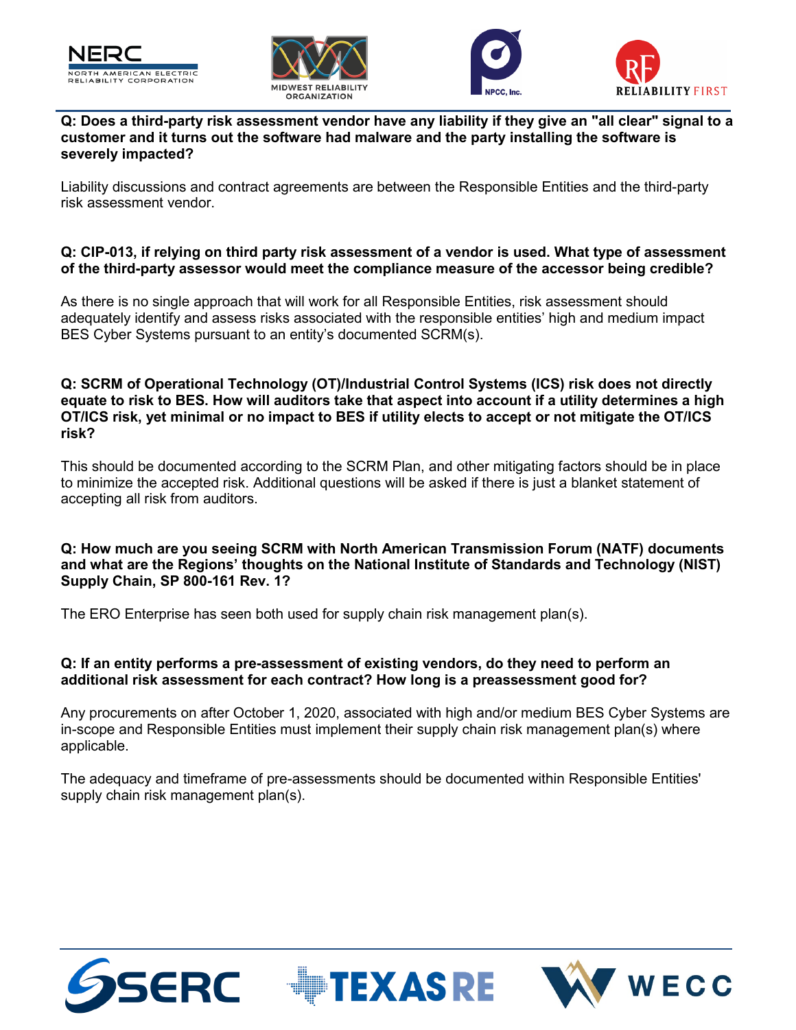**Q: Does a third-party risk assessment vendor have any liability if they give an "all clear" signal to a customer and it turns out the software had malware and the party installing the software is severely impacted?**

Liability discussions and contract agreements are between the Responsible Entities and the third-party risk assessment vendor.

**Q: CIP-013, if relying on third party risk assessment of a vendor is used. What type of assessment of the third-party assessor would meet the compliance measure of the accessor being credible?**

As there is no single approach that will work for all Responsible Entities, risk assessment should adequately identify and assess risks associated with the responsible entities' high and medium impact BES Cyber Systems pursuant to an entity's documented SCRM(s).

**Q: SCRM of Operational Technology (OT)/Industrial Control Systems (ICS) risk does not directly equate to risk to BES. How will auditors take that aspect into account if a utility determines a high OT/ICS risk, yet minimal or no impact to BES if utility elects to accept or not mitigate the OT/ICS risk?**

This should be documented according to the SCRM Plan, and other mitigating factors should be in place to minimize the accepted risk. Additional questions will be asked if there is just a blanket statement of accepting all risk from auditors.

**Q: How much are you seeing SCRM with North American Transmission Forum (NATF) documents and what are the Regions' thoughts on the National Institute of Standards and Technology (NIST) Supply Chain, SP 800-161 Rev. 1?**

The ERO Enterprise has seen both used for supply chain risk management plan(s).

**Q: If an entity performs a pre-assessment of existing vendors, do they need to perform an additional risk assessment for each contract? How long is a preassessment good for?**

Any procurements on after October 1, 2020, associated with high and/or medium BES Cyber Systems are in-scope and Responsible Entities must implement their supply chain risk management plan(s) where applicable.

The adequacy and timeframe of pre-assessments should be documented within Responsible Entities' supply chain risk management plan(s).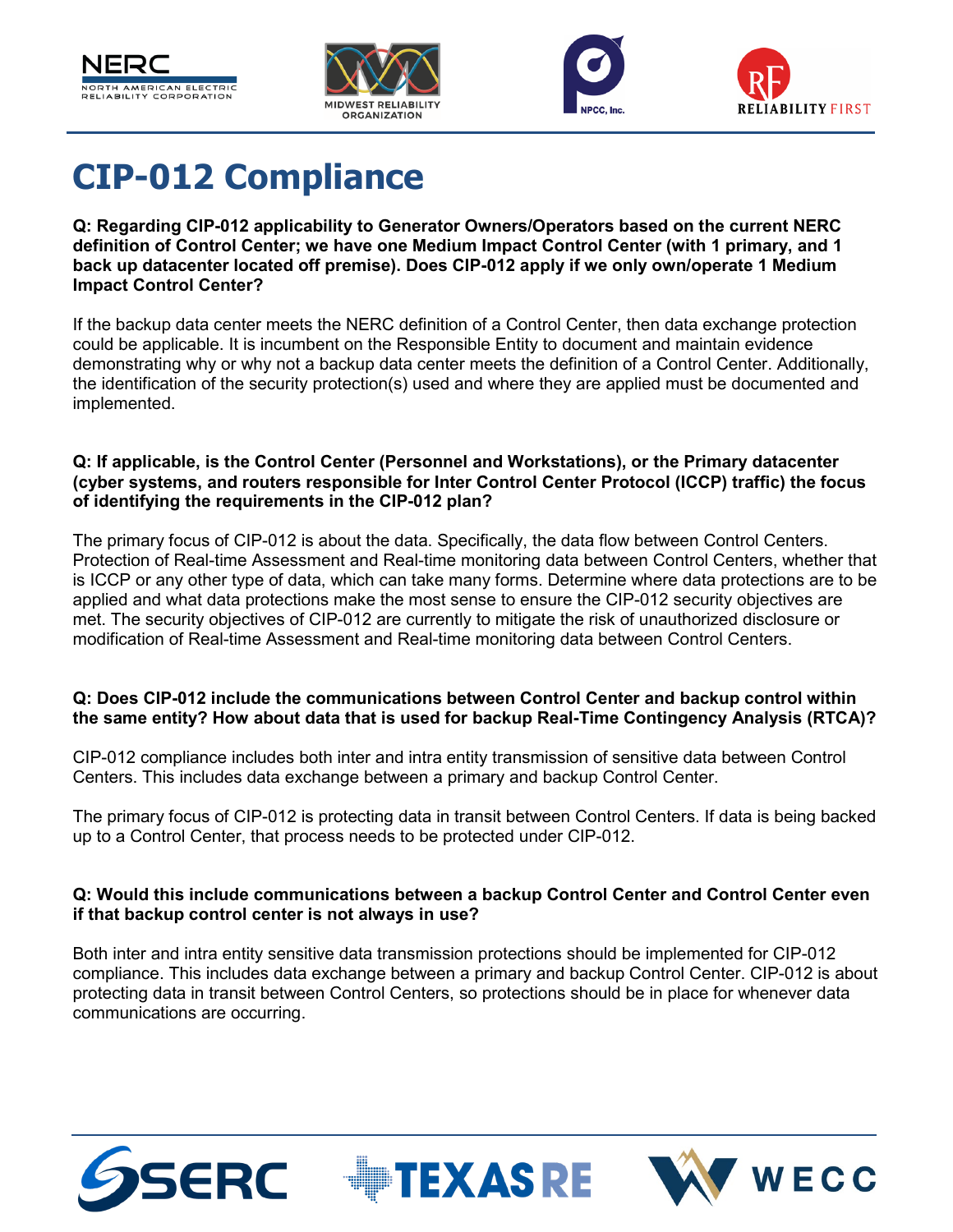# CIP-012 Compliance

**Q: Regarding CIP-012 applicability to Generator Owners/Operators based on the current NERC definition of Control Center; we have one Medium Impact Control Center (with 1 primary, and 1 back up datacenter located off premise). Does CIP-012 apply if we only own/operate 1 Medium Impact Control Center?**

If the backup data center meets the NERC definition of a Control Center, then data exchange protection could be applicable. It is incumbent on the Responsible Entity to document and maintain evidence demonstrating why or why not a backup data center meets the definition of a Control Center. Additionally, the identification of the security protection(s) used and where they are applied must be documented and implemented.

**Q: If applicable, is the Control Center (Personnel and Workstations), or the Primary datacenter (cyber systems, and routers responsible for Inter Control Center Protocol (ICCP) traffic) the focus of identifying the requirements in the CIP-012 plan?**

The primary focus of CIP-012 is about the data. Specifically, the data flow between Control Centers. Protection of Real-time Assessment and Real-time monitoring data between Control Centers, whether that is ICCP or any other type of data, which can take many forms. Determine where data protections are to be applied and what data protections make the most sense to ensure the CIP-012 security objectives are met. The security objectives of CIP-012 are currently to mitigate the risk of unauthorized disclosure or modification of Real-time Assessment and Real-time monitoring data between Control Centers.

**Q: Does CIP-012 include the communications between Control Center and backup control within the same entity? How about data that is used for backup Real-Time Contingency Analysis (RTCA)?**

CIP-012 compliance includes both inter and intra entity transmission of sensitive data between Control Centers. This includes data exchange between a primary and backup Control Center.

The primary focus of CIP-012 is protecting data in transit between Control Centers. If data is being backed up to a Control Center, that process needs to be protected under CIP-012.

**Q: Would this include communications between a backup Control Center and Control Center even if that backup control center is not always in use?**

Both inter and intra entity sensitive data transmission protections should be implemented for CIP-012 compliance. This includes data exchange between a primary and backup Control Center. CIP-012 is about protecting data in transit between Control Centers, so protections should be in place for whenever data communications are occurring.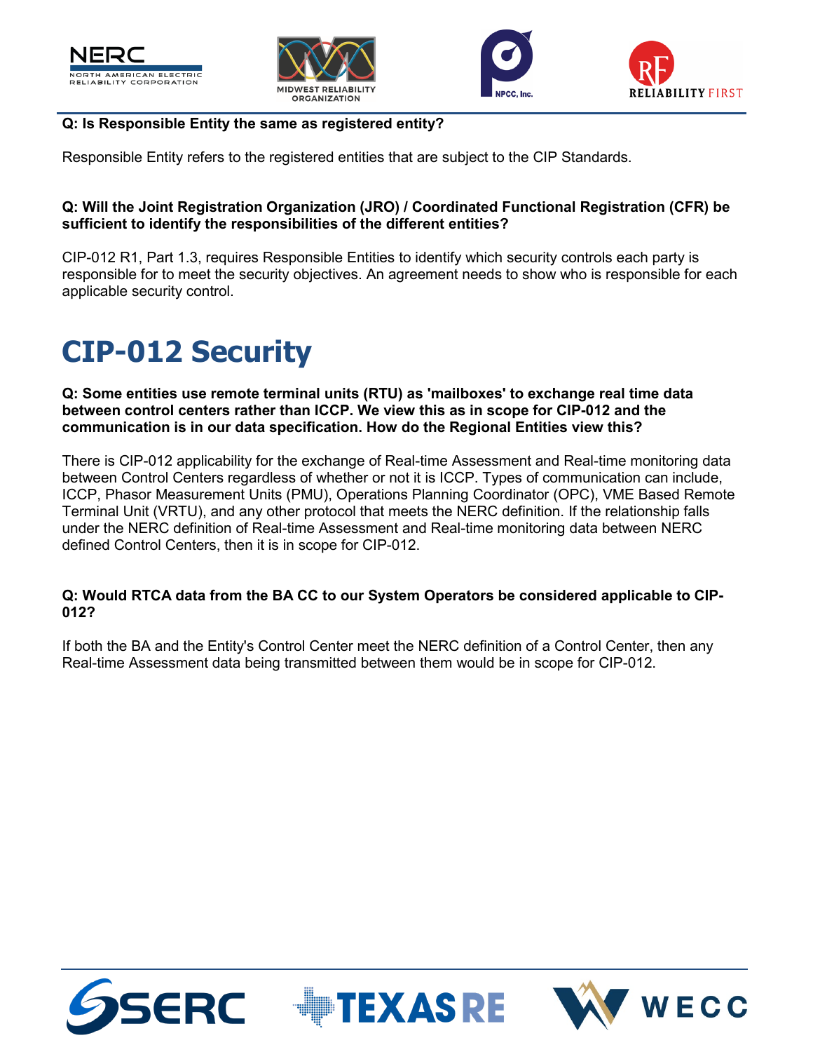**Q: Is Responsible Entity the same as registered entity?**

Responsible Entity refers to the registered entities that are subject to the CIP Standards.

**Q: Will the Joint Registration Organization (JRO) / Coordinated Functional Registration (CFR) be sufficient to identify the responsibilities of the different entities?**

CIP-012 R1, Part 1.3, requires Responsible Entities to identify which security controls each party is responsible for to meet the security objectives. An agreement needs to show who is responsible for each applicable security control.

# CIP-012 Security

**Q: Some entities use remote terminal units (RTU) as 'mailboxes' to exchange real time data between control centers rather than ICCP. We view this as in scope for CIP-012 and the communication is in our data specification. How do the Regional Entities view this?**

There is CIP-012 applicability for the exchange of Real-time Assessment and Real-time monitoring data between Control Centers regardless of whether or not it is ICCP. Types of communication can include, ICCP, Phasor Measurement Units (PMU), Operations Planning Coordinator (OPC), VME Based Remote Terminal Unit (VRTU), and any other protocol that meets the NERC definition. If the relationship falls under the NERC definition of Real-time Assessment and Real-time monitoring data between NERC defined Control Centers, then it is in scope for CIP-012.

**Q: Would RTCA data from the BA CC to our System Operators be considered applicable to CIP-012?**

If both the BA and the Entity's Control Center meet the NERC definition of a Control Center, then any Real-time Assessment data being transmitted between them would be in scope for CIP-012.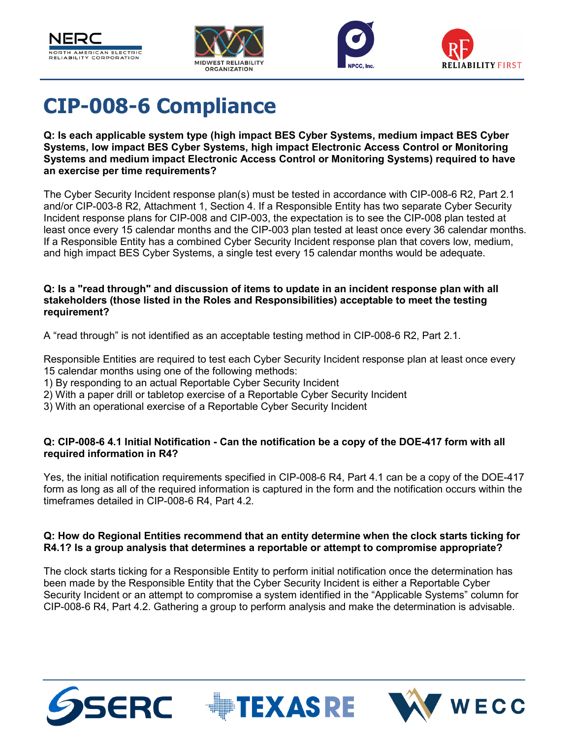# CIP-008-6 Compliance

**Q: Is each applicable system type (high impact BES Cyber Systems, medium impact BES Cyber Systems, low impact BES Cyber Systems, high impact Electronic Access Control or Monitoring Systems and medium impact Electronic Access Control or Monitoring Systems) required to have an exercise per time requirements?**

The Cyber Security Incident response plan(s) must be tested in accordance with CIP-008-6 R2, Part 2.1 and/or CIP-003-8 R2, Attachment 1, Section 4. If a Responsible Entity has two separate Cyber Security Incident response plans for CIP-008 and CIP-003, the expectation is to see the CIP-008 plan tested at least once every 15 calendar months and the CIP-003 plan tested at least once every 36 calendar months. If a Responsible Entity has a combined Cyber Security Incident response plan that covers low, medium, and high impact BES Cyber Systems, a single test every 15 calendar months would be adequate.

**Q: Is a "read through" and discussion of items to update in an incident response plan with all stakeholders (those listed in the Roles and Responsibilities) acceptable to meet the testing requirement?**

A "read through" is not identified as an acceptable testing method in CIP-008-6 R2, Part 2.1.

Responsible Entities are required to test each Cyber Security Incident response plan at least once every 15 calendar months using one of the following methods:
1) By responding to an actual Reportable Cyber Security Incident
2) With a paper drill or tabletop exercise of a Reportable Cyber Security Incident
3) With an operational exercise of a Reportable Cyber Security Incident

**Q: CIP-008-6 4.1 Initial Notification - Can the notification be a copy of the DOE-417 form with all required information in R4?**

Yes, the initial notification requirements specified in CIP-008-6 R4, Part 4.1 can be a copy of the DOE-417 form as long as all of the required information is captured in the form and the notification occurs within the timeframes detailed in CIP-008-6 R4, Part 4.2.

**Q: How do Regional Entities recommend that an entity determine when the clock starts ticking for R4.1? Is a group analysis that determines a reportable or attempt to compromise appropriate?**

The clock starts ticking for a Responsible Entity to perform initial notification once the determination has been made by the Responsible Entity that the Cyber Security Incident is either a Reportable Cyber Security Incident or an attempt to compromise a system identified in the "Applicable Systems" column for CIP-008-6 R4, Part 4.2. Gathering a group to perform analysis and make the determination is advisable.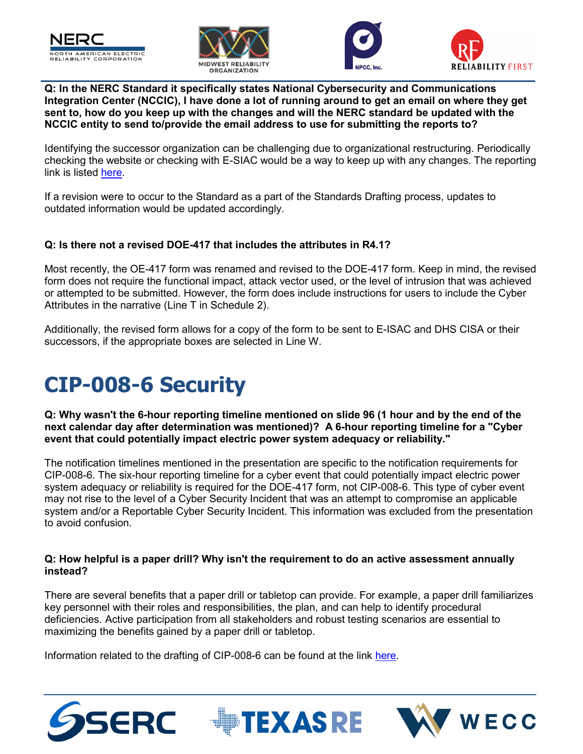**Q: In the NERC Standard it specifically states National Cybersecurity and Communications Integration Center (NCCIC), I have done a lot of running around to get an email on where they get sent to, how do you keep up with the changes and will the NERC standard be updated with the NCCIC entity to send to/provide the email address to use for submitting the reports to?**

Identifying the successor organization can be challenging due to organizational restructuring. Periodically checking the website or checking with E-SIAC would be a way to keep up with any changes. The reporting link is listed here.

If a revision were to occur to the Standard as a part of the Standards Drafting process, updates to outdated information would be updated accordingly.

**Q: Is there not a revised DOE-417 that includes the attributes in R4.1?**

Most recently, the OE-417 form was renamed and revised to the DOE-417 form. Keep in mind, the revised form does not require the functional impact, attack vector used, or the level of intrusion that was achieved or attempted to be submitted. However, the form does include instructions for users to include the Cyber Attributes in the narrative (Line T in Schedule 2).

Additionally, the revised form allows for a copy of the form to be sent to E-ISAC and DHS CISA or their successors, if the appropriate boxes are selected in Line W.

# CIP-008-6 Security

**Q: Why wasn't the 6-hour reporting timeline mentioned on slide 96 (1 hour and by the end of the next calendar day after determination was mentioned)? A 6-hour reporting timeline for a "Cyber event that could potentially impact electric power system adequacy or reliability."**

The notification timelines mentioned in the presentation are specific to the notification requirements for CIP-008-6. The six-hour reporting timeline for a cyber event that could potentially impact electric power system adequacy or reliability is required for the DOE-417 form, not CIP-008-6. This type of cyber event may not rise to the level of a Cyber Security Incident that was an attempt to compromise an applicable system and/or a Reportable Cyber Security Incident. This information was excluded from the presentation to avoid confusion.

**Q: How helpful is a paper drill? Why isn't the requirement to do an active assessment annually instead?**

There are several benefits that a paper drill or tabletop can provide. For example, a paper drill familiarizes key personnel with their roles and responsibilities, the plan, and can help to identify procedural deficiencies. Active participation from all stakeholders and robust testing scenarios are essential to maximizing the benefits gained by a paper drill or tabletop.

Information related to the drafting of CIP-008-6 can be found at the link here.